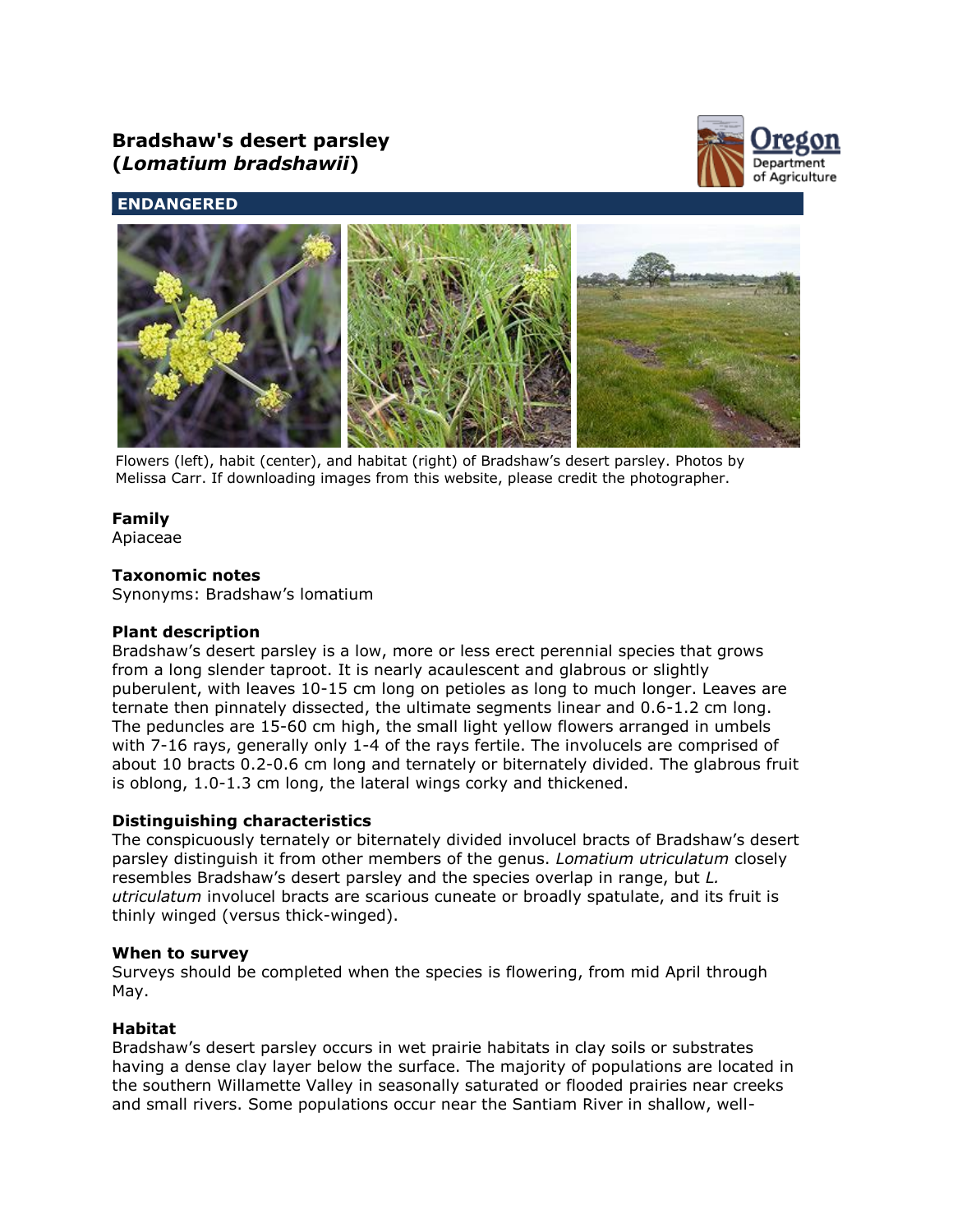# Bradshaw's desert parsley (*Lomatium bradshawii*)

**ENDANGERED**

Flowers (left), habit (center), and habitat (right) of Bradshaw's desert parsley. Photos by Melissa Carr. If downloading images from this website, please credit the photographer.

### Family

Apiaceae

### Taxonomic notes

Synonyms: Bradshaw's lomatium

### Plant description

Bradshaw's desert parsley is a low, more or less erect perennial species that grows from a long slender taproot. It is nearly acaulescent and glabrous or slightly puberulent, with leaves 10-15 cm long on petioles as long to much longer. Leaves are ternate then pinnately dissected, the ultimate segments linear and 0.6-1.2 cm long. The peduncles are 15-60 cm high, the small light yellow flowers arranged in umbels with 7-16 rays, generally only 1-4 of the rays fertile. The involucels are comprised of about 10 bracts 0.2-0.6 cm long and ternately or biternately divided. The glabrous fruit is oblong, 1.0-1.3 cm long, the lateral wings corky and thickened.

### Distinguishing characteristics

The conspicuously ternately or biternately divided involucel bracts of Bradshaw's desert parsley distinguish it from other members of the genus. *Lomatium utriculatum* closely resembles Bradshaw's desert parsley and the species overlap in range, but *L. utriculatum* involucel bracts are scarious cuneate or broadly spatulate, and its fruit is thinly winged (versus thick-winged).

### When to survey

Surveys should be completed when the species is flowering, from mid April through May.

### Habitat

Bradshaw's desert parsley occurs in wet prairie habitats in clay soils or substrates having a dense clay layer below the surface. The majority of populations are located in the southern Willamette Valley in seasonally saturated or flooded prairies near creeks and small rivers. Some populations occur near the Santiam River in shallow, well-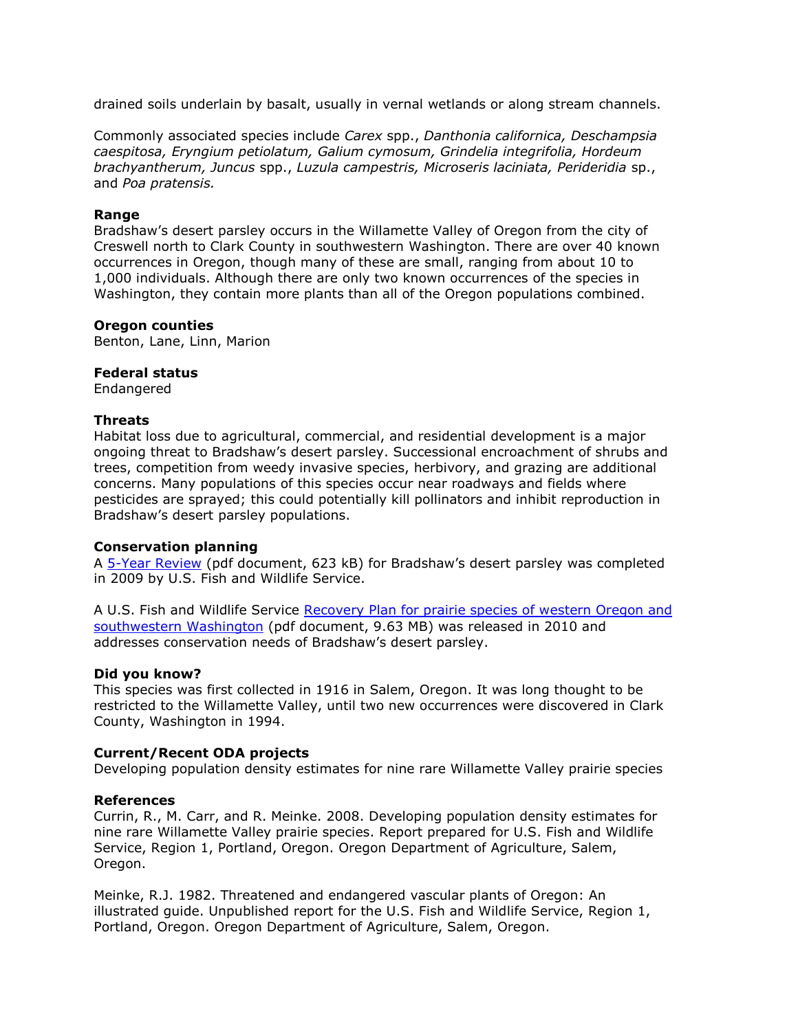drained soils underlain by basalt, usually in vernal wetlands or along stream channels.

Commonly associated species include *Carex* spp., *Danthonia californica, Deschampsia caespitosa, Eryngium petiolatum, Galium cymosum, Grindelia integrifolia, Hordeum brachyantherum, Juncus* spp., *Luzula campestris, Microseris laciniata, Perideridia* sp., and *Poa pratensis.*

**Range**
Bradshaw's desert parsley occurs in the Willamette Valley of Oregon from the city of Creswell north to Clark County in southwestern Washington. There are over 40 known occurrences in Oregon, though many of these are small, ranging from about 10 to 1,000 individuals. Although there are only two known occurrences of the species in Washington, they contain more plants than all of the Oregon populations combined.

**Oregon counties**
Benton, Lane, Linn, Marion

**Federal status**
Endangered

**Threats**
Habitat loss due to agricultural, commercial, and residential development is a major ongoing threat to Bradshaw's desert parsley. Successional encroachment of shrubs and trees, competition from weedy invasive species, herbivory, and grazing are additional concerns. Many populations of this species occur near roadways and fields where pesticides are sprayed; this could potentially kill pollinators and inhibit reproduction in Bradshaw's desert parsley populations.

**Conservation planning**
A 5-Year Review (pdf document, 623 kB) for Bradshaw's desert parsley was completed in 2009 by U.S. Fish and Wildlife Service.

A U.S. Fish and Wildlife Service Recovery Plan for prairie species of western Oregon and southwestern Washington (pdf document, 9.63 MB) was released in 2010 and addresses conservation needs of Bradshaw's desert parsley.

**Did you know?**
This species was first collected in 1916 in Salem, Oregon. It was long thought to be restricted to the Willamette Valley, until two new occurrences were discovered in Clark County, Washington in 1994.

**Current/Recent ODA projects**
Developing population density estimates for nine rare Willamette Valley prairie species

**References**
Currin, R., M. Carr, and R. Meinke. 2008. Developing population density estimates for nine rare Willamette Valley prairie species. Report prepared for U.S. Fish and Wildlife Service, Region 1, Portland, Oregon. Oregon Department of Agriculture, Salem, Oregon.

Meinke, R.J. 1982. Threatened and endangered vascular plants of Oregon: An illustrated guide. Unpublished report for the U.S. Fish and Wildlife Service, Region 1, Portland, Oregon. Oregon Department of Agriculture, Salem, Oregon.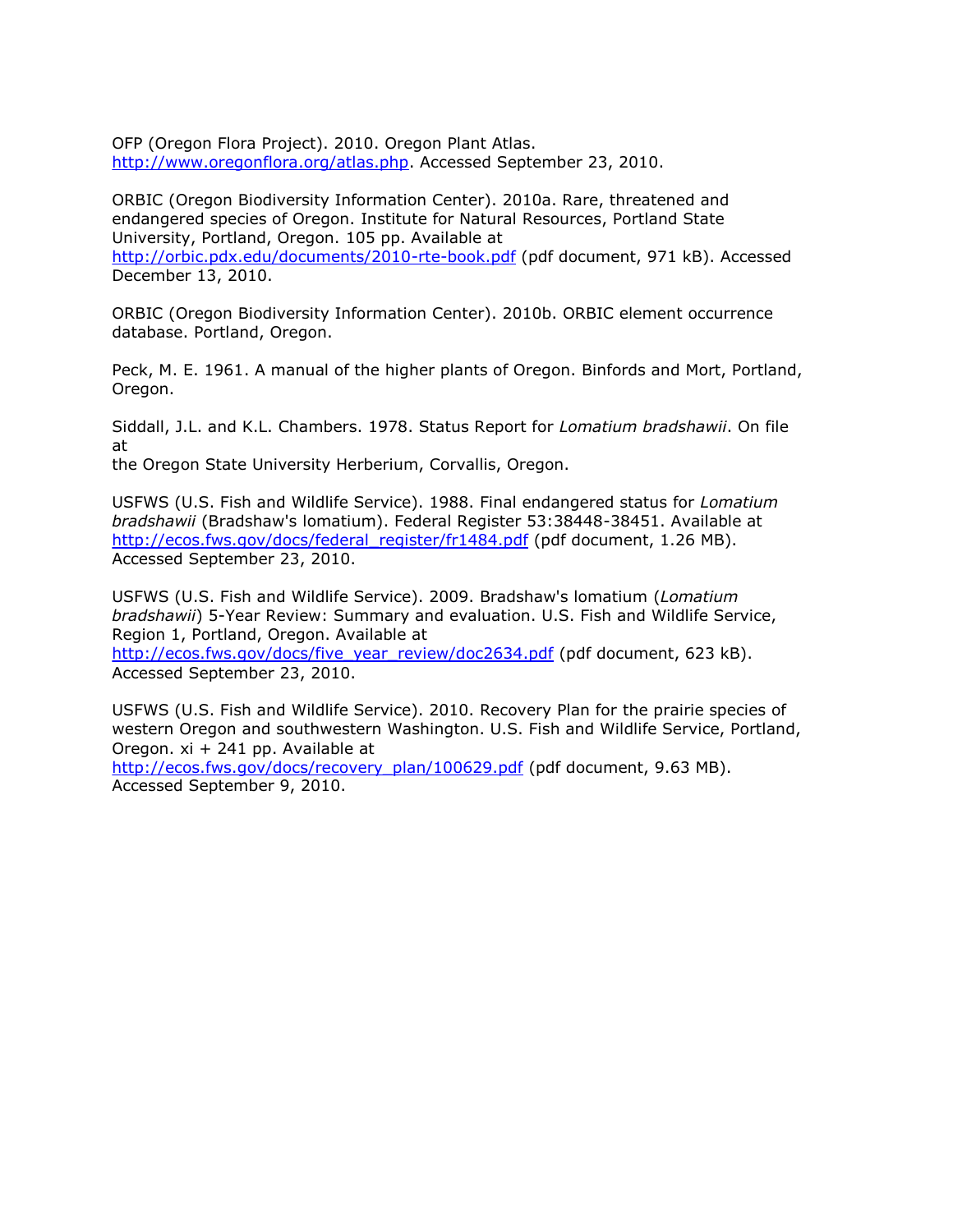OFP (Oregon Flora Project). 2010. Oregon Plant Atlas. http://www.oregonflora.org/atlas.php. Accessed September 23, 2010.

ORBIC (Oregon Biodiversity Information Center). 2010a. Rare, threatened and endangered species of Oregon. Institute for Natural Resources, Portland State University, Portland, Oregon. 105 pp. Available at http://orbic.pdx.edu/documents/2010-rte-book.pdf (pdf document, 971 kB). Accessed December 13, 2010.

ORBIC (Oregon Biodiversity Information Center). 2010b. ORBIC element occurrence database. Portland, Oregon.

Peck, M. E. 1961. A manual of the higher plants of Oregon. Binfords and Mort, Portland, Oregon.

Siddall, J.L. and K.L. Chambers. 1978. Status Report for *Lomatium bradshawii*. On file at
the Oregon State University Herberium, Corvallis, Oregon.

USFWS (U.S. Fish and Wildlife Service). 1988. Final endangered status for *Lomatium bradshawii* (Bradshaw's lomatium). Federal Register 53:38448-38451. Available at http://ecos.fws.gov/docs/federal_register/fr1484.pdf (pdf document, 1.26 MB). Accessed September 23, 2010.

USFWS (U.S. Fish and Wildlife Service). 2009. Bradshaw's lomatium (*Lomatium bradshawii*) 5-Year Review: Summary and evaluation. U.S. Fish and Wildlife Service, Region 1, Portland, Oregon. Available at http://ecos.fws.gov/docs/five_year_review/doc2634.pdf (pdf document, 623 kB). Accessed September 23, 2010.

USFWS (U.S. Fish and Wildlife Service). 2010. Recovery Plan for the prairie species of western Oregon and southwestern Washington. U.S. Fish and Wildlife Service, Portland, Oregon. xi + 241 pp. Available at http://ecos.fws.gov/docs/recovery_plan/100629.pdf (pdf document, 9.63 MB). Accessed September 9, 2010.